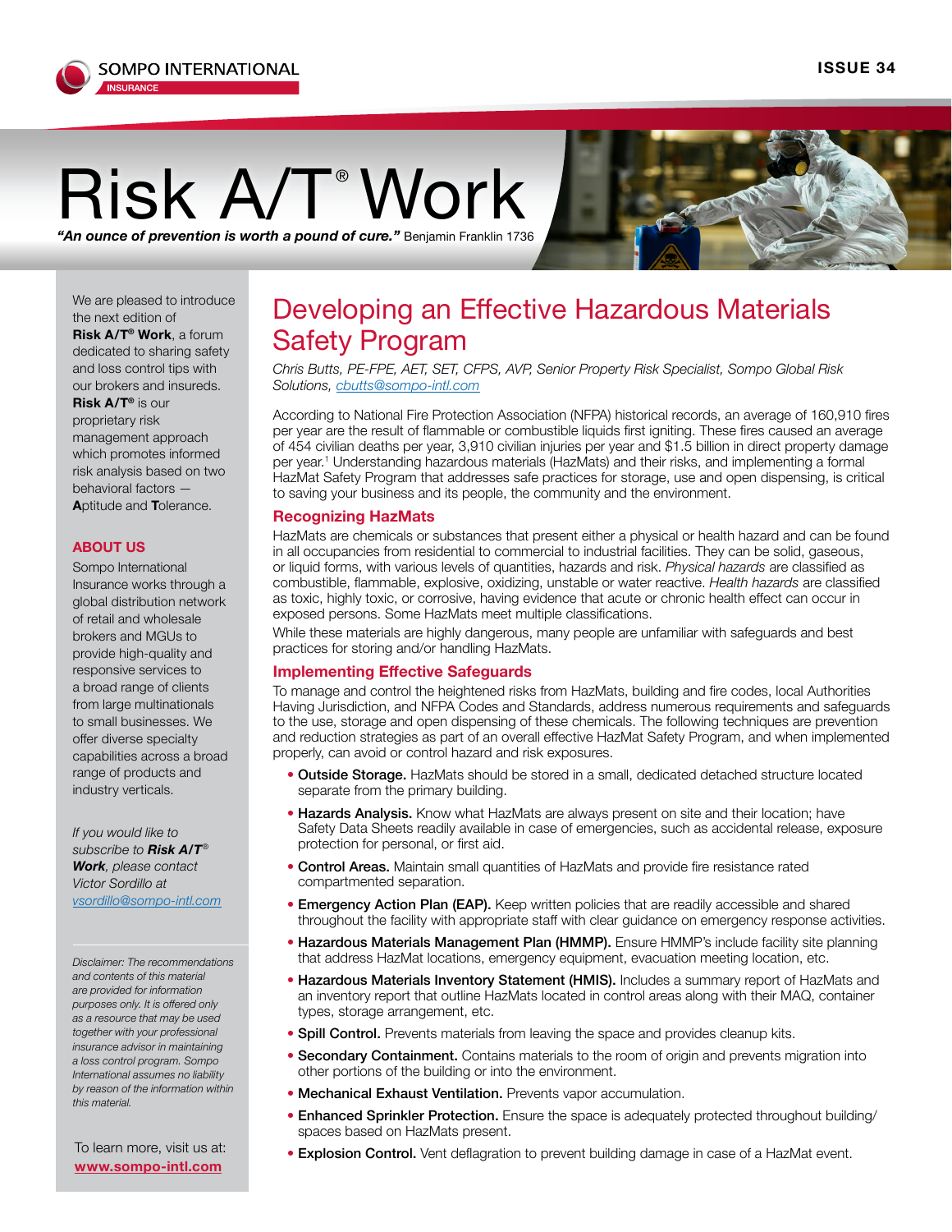# Risk A/T® Work

***"An ounce of prevention is worth a pound of cure."*** Benjamin Franklin 1736

We are pleased to introduce the next edition of **Risk A/T® Work**, a forum dedicated to sharing safety and loss control tips with our brokers and insureds. **Risk A/T®** is our proprietary risk management approach which promotes informed risk analysis based on two behavioral factors — **A**ptitude and **T**olerance.

### ABOUT US

Sompo International Insurance works through a global distribution network of retail and wholesale brokers and MGUs to provide high-quality and responsive services to a broad range of clients from large multinationals to small businesses. We offer diverse specialty capabilities across a broad range of products and industry verticals.

*If you would like to subscribe to **Risk A/T® Work**, please contact Victor Sordillo at [vsordillo@sompo-intl.com](mailto:vsordillo@sompo-intl.com)*

*Disclaimer: The recommendations and contents of this material are provided for information purposes only. It is offered only as a resource that may be used together with your professional insurance advisor in maintaining a loss control program. Sompo International assumes no liability by reason of the information within this material.*

To learn more, visit us at: **[www.sompo-intl.com](http://www.sompo-intl.com)**

## Developing an Effective Hazardous Materials Safety Program

*Chris Butts, PE-FPE, AET, SET, CFPS, AVP, Senior Property Risk Specialist, Sompo Global Risk Solutions, [cbutts@sompo-intl.com](mailto:cbutts@sompo-intl.com)*

According to National Fire Protection Association (NFPA) historical records, an average of 160,910 fires per year are the result of flammable or combustible liquids first igniting. These fires caused an average of 454 civilian deaths per year, 3,910 civilian injuries per year and $1.5 billion in direct property damage per year.[1] Understanding hazardous materials (HazMats) and their risks, and implementing a formal HazMat Safety Program that addresses safe practices for storage, use and open dispensing, is critical to saving your business and its people, the community and the environment.

### Recognizing HazMats

HazMats are chemicals or substances that present either a physical or health hazard and can be found in all occupancies from residential to commercial to industrial facilities. They can be solid, gaseous, or liquid forms, with various levels of quantities, hazards and risk. *Physical hazards* are classified as combustible, flammable, explosive, oxidizing, unstable or water reactive. *Health hazards* are classified as toxic, highly toxic, or corrosive, having evidence that acute or chronic health effect can occur in exposed persons. Some HazMats meet multiple classifications.

While these materials are highly dangerous, many people are unfamiliar with safeguards and best practices for storing and/or handling HazMats.

### Implementing Effective Safeguards

To manage and control the heightened risks from HazMats, building and fire codes, local Authorities Having Jurisdiction, and NFPA Codes and Standards, address numerous requirements and safeguards to the use, storage and open dispensing of these chemicals. The following techniques are prevention and reduction strategies as part of an overall effective HazMat Safety Program, and when implemented properly, can avoid or control hazard and risk exposures.

- **Outside Storage.** HazMats should be stored in a small, dedicated detached structure located separate from the primary building.
- **Hazards Analysis.** Know what HazMats are always present on site and their location; have Safety Data Sheets readily available in case of emergencies, such as accidental release, exposure protection for personal, or first aid.
- **Control Areas.** Maintain small quantities of HazMats and provide fire resistance rated compartmented separation.
- **Emergency Action Plan (EAP).** Keep written policies that are readily accessible and shared throughout the facility with appropriate staff with clear guidance on emergency response activities.
- **Hazardous Materials Management Plan (HMMP).** Ensure HMMP's include facility site planning that address HazMat locations, emergency equipment, evacuation meeting location, etc.
- **Hazardous Materials Inventory Statement (HMIS).** Includes a summary report of HazMats and an inventory report that outline HazMats located in control areas along with their MAQ, container types, storage arrangement, etc.
- **Spill Control.** Prevents materials from leaving the space and provides cleanup kits.
- **Secondary Containment.** Contains materials to the room of origin and prevents migration into other portions of the building or into the environment.
- **Mechanical Exhaust Ventilation.** Prevents vapor accumulation.
- **Enhanced Sprinkler Protection.** Ensure the space is adequately protected throughout building/spaces based on HazMats present.
- **Explosion Control.** Vent deflagration to prevent building damage in case of a HazMat event.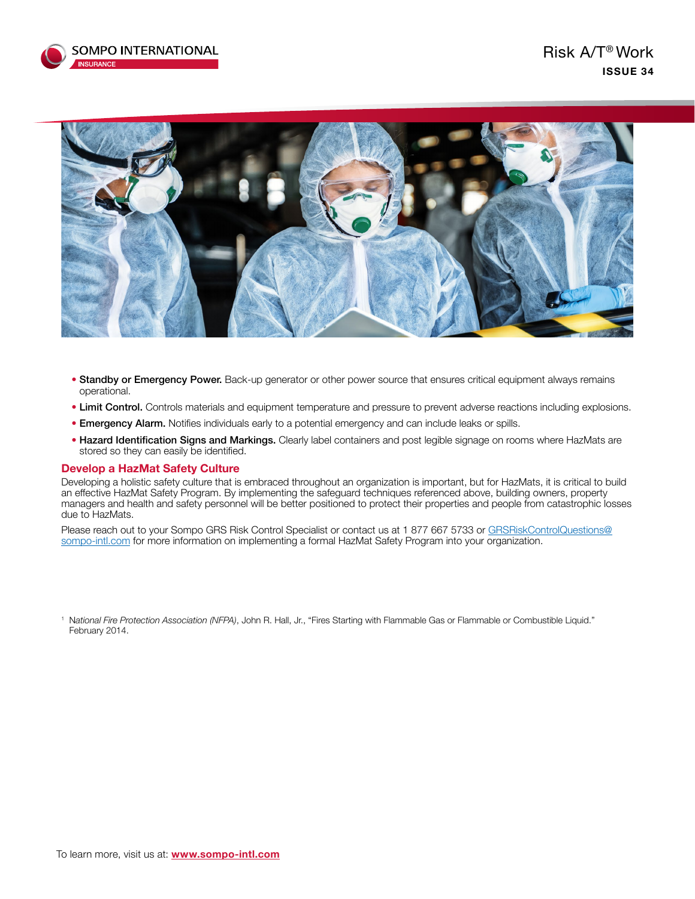- **Standby or Emergency Power.** Back-up generator or other power source that ensures critical equipment always remains operational.
- **Limit Control.** Controls materials and equipment temperature and pressure to prevent adverse reactions including explosions.
- **Emergency Alarm.** Notifies individuals early to a potential emergency and can include leaks or spills.
- **Hazard Identification Signs and Markings.** Clearly label containers and post legible signage on rooms where HazMats are stored so they can easily be identified.

## Develop a HazMat Safety Culture

Developing a holistic safety culture that is embraced throughout an organization is important, but for HazMats, it is critical to build an effective HazMat Safety Program. By implementing the safeguard techniques referenced above, building owners, property managers and health and safety personnel will be better positioned to protect their properties and people from catastrophic losses due to HazMats.

Please reach out to your Sompo GRS Risk Control Specialist or contact us at 1 877 667 5733 or GRSRiskControlQuestions@sompo-intl.com for more information on implementing a formal HazMat Safety Program into your organization.

[1] *National Fire Protection Association (NFPA)*, John R. Hall, Jr., "Fires Starting with Flammable Gas or Flammable or Combustible Liquid." February 2014.

To learn more, visit us at: **www.sompo-intl.com**